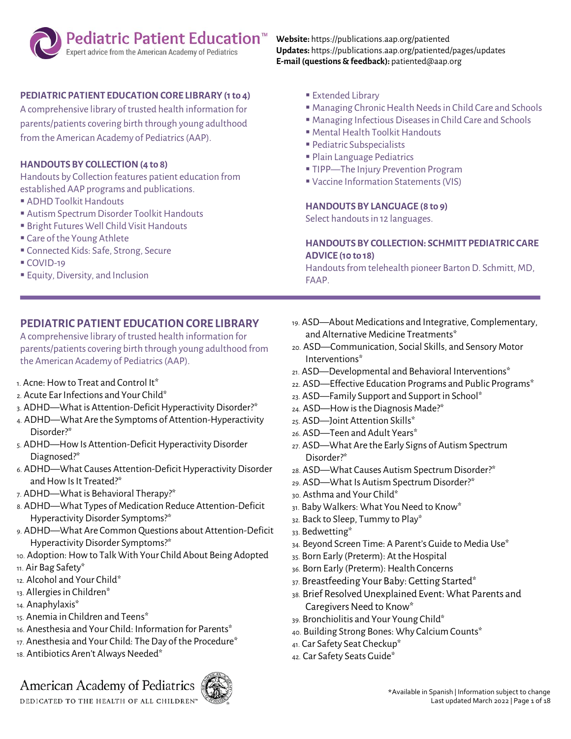# Pediatric Patient Education™

Expert advice from the American Academy of Pediatrics

**Website:** https://publications.aap.org/patiented
**Updates:** https://publications.aap.org/patiented/pages/updates
**E-mail (questions & feedback):** patiented@aap.org

**PEDIATRIC PATIENT EDUCATION CORE LIBRARY (1 to 4)**
A comprehensive library of trusted health information for parents/patients covering birth through young adulthood from the American Academy of Pediatrics (AAP).

**HANDOUTS BY COLLECTION (4 to 8)**
Handouts by Collection features patient education from established AAP programs and publications.

- ADHD Toolkit Handouts
- Autism Spectrum Disorder Toolkit Handouts
- Bright Futures Well Child Visit Handouts
- Care of the Young Athlete
- Connected Kids: Safe, Strong, Secure
- COVID-19
- Equity, Diversity, and Inclusion
- Extended Library
- Managing Chronic Health Needs in Child Care and Schools
- Managing Infectious Diseases in Child Care and Schools
- Mental Health Toolkit Handouts
- Pediatric Subspecialists
- Plain Language Pediatrics
- TIPP—The Injury Prevention Program
- Vaccine Information Statements (VIS)

**HANDOUTS BY LANGUAGE (8 to 9)**
Select handouts in 12 languages.

**HANDOUTS BY COLLECTION: SCHMITT PEDIATRIC CARE ADVICE (10 to 18)**
Handouts from telehealth pioneer Barton D. Schmitt, MD, FAAP.

## PEDIATRIC PATIENT EDUCATION CORE LIBRARY

A comprehensive library of trusted health information for parents/patients covering birth through young adulthood from the American Academy of Pediatrics (AAP).

1. Acne: How to Treat and Control It*
2. Acute Ear Infections and Your Child*
3. ADHD—What is Attention-Deficit Hyperactivity Disorder?*
4. ADHD—What Are the Symptoms of Attention-Hyperactivity Disorder?*
5. ADHD—How Is Attention-Deficit Hyperactivity Disorder Diagnosed?*
6. ADHD—What Causes Attention-Deficit Hyperactivity Disorder and How Is It Treated?*
7. ADHD—What is Behavioral Therapy?*
8. ADHD—What Types of Medication Reduce Attention-Deficit Hyperactivity Disorder Symptoms?*
9. ADHD—What Are Common Questions about Attention-Deficit Hyperactivity Disorder Symptoms?*
10. Adoption: How to Talk With Your Child About Being Adopted
11. Air Bag Safety*
12. Alcohol and Your Child*
13. Allergies in Children*
14. Anaphylaxis*
15. Anemia in Children and Teens*
16. Anesthesia and Your Child: Information for Parents*
17. Anesthesia and Your Child: The Day of the Procedure*
18. Antibiotics Aren't Always Needed*
19. ASD—About Medications and Integrative, Complementary, and Alternative Medicine Treatments*
20. ASD—Communication, Social Skills, and Sensory Motor Interventions*
21. ASD—Developmental and Behavioral Interventions*
22. ASD—Effective Education Programs and Public Programs*
23. ASD—Family Support and Support in School*
24. ASD—How is the Diagnosis Made?*
25. ASD—Joint Attention Skills*
26. ASD—Teen and Adult Years*
27. ASD—What Are the Early Signs of Autism Spectrum Disorder?*
28. ASD—What Causes Autism Spectrum Disorder?*
29. ASD—What Is Autism Spectrum Disorder?*
30. Asthma and Your Child*
31. Baby Walkers: What You Need to Know*
32. Back to Sleep, Tummy to Play*
33. Bedwetting*
34. Beyond Screen Time: A Parent's Guide to Media Use*
35. Born Early (Preterm): At the Hospital
36. Born Early (Preterm): Health Concerns
37. Breastfeeding Your Baby: Getting Started*
38. Brief Resolved Unexplained Event: What Parents and Caregivers Need to Know*
39. Bronchiolitis and Your Young Child*
40. Building Strong Bones: Why Calcium Counts*
41. Car Safety Seat Checkup*
42. Car Safety Seats Guide*

American Academy of Pediatrics
DEDICATED TO THE HEALTH OF ALL CHILDREN™

*Available in Spanish | Information subject to change
Last updated March 2022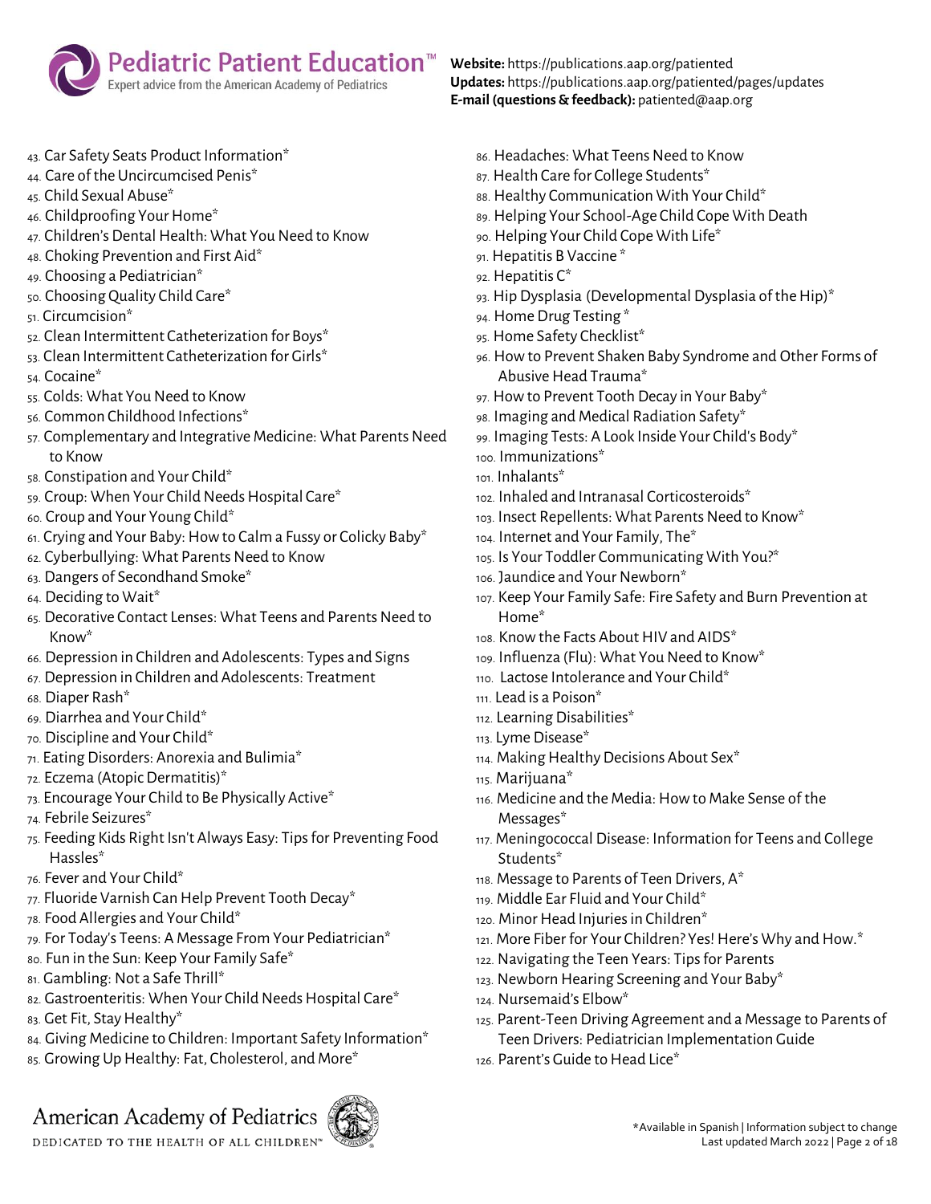43. Car Safety Seats Product Information*
44. Care of the Uncircumcised Penis*
45. Child Sexual Abuse*
46. Childproofing Your Home*
47. Children's Dental Health: What You Need to Know
48. Choking Prevention and First Aid*
49. Choosing a Pediatrician*
50. Choosing Quality Child Care*
51. Circumcision*
52. Clean Intermittent Catheterization for Boys*
53. Clean Intermittent Catheterization for Girls*
54. Cocaine*
55. Colds: What You Need to Know
56. Common Childhood Infections*
57. Complementary and Integrative Medicine: What Parents Need to Know
58. Constipation and Your Child*
59. Croup: When Your Child Needs Hospital Care*
60. Croup and Your Young Child*
61. Crying and Your Baby: How to Calm a Fussy or Colicky Baby*
62. Cyberbullying: What Parents Need to Know
63. Dangers of Secondhand Smoke*
64. Deciding to Wait*
65. Decorative Contact Lenses: What Teens and Parents Need to Know*
66. Depression in Children and Adolescents: Types and Signs
67. Depression in Children and Adolescents: Treatment
68. Diaper Rash*
69. Diarrhea and Your Child*
70. Discipline and Your Child*
71. Eating Disorders: Anorexia and Bulimia*
72. Eczema (Atopic Dermatitis)*
73. Encourage Your Child to Be Physically Active*
74. Febrile Seizures*
75. Feeding Kids Right Isn't Always Easy: Tips for Preventing Food Hassles*
76. Fever and Your Child*
77. Fluoride Varnish Can Help Prevent Tooth Decay*
78. Food Allergies and Your Child*
79. For Today's Teens: A Message From Your Pediatrician*
80. Fun in the Sun: Keep Your Family Safe*
81. Gambling: Not a Safe Thrill*
82. Gastroenteritis: When Your Child Needs Hospital Care*
83. Get Fit, Stay Healthy*
84. Giving Medicine to Children: Important Safety Information*
85. Growing Up Healthy: Fat, Cholesterol, and More*
86. Headaches: What Teens Need to Know
87. Health Care for College Students*
88. Healthy Communication With Your Child*
89. Helping Your School-Age Child Cope With Death
90. Helping Your Child Cope With Life*
91. Hepatitis B Vaccine *
92. Hepatitis C*
93. Hip Dysplasia (Developmental Dysplasia of the Hip)*
94. Home Drug Testing *
95. Home Safety Checklist*
96. How to Prevent Shaken Baby Syndrome and Other Forms of Abusive Head Trauma*
97. How to Prevent Tooth Decay in Your Baby*
98. Imaging and Medical Radiation Safety*
99. Imaging Tests: A Look Inside Your Child's Body*
100. Immunizations*
101. Inhalants*
102. Inhaled and Intranasal Corticosteroids*
103. Insect Repellents: What Parents Need to Know*
104. Internet and Your Family, The*
105. Is Your Toddler Communicating With You?*
106. Jaundice and Your Newborn*
107. Keep Your Family Safe: Fire Safety and Burn Prevention at Home*
108. Know the Facts About HIV and AIDS*
109. Influenza (Flu): What You Need to Know*
110. Lactose Intolerance and Your Child*
111. Lead is a Poison*
112. Learning Disabilities*
113. Lyme Disease*
114. Making Healthy Decisions About Sex*
115. Marijuana*
116. Medicine and the Media: How to Make Sense of the Messages*
117. Meningococcal Disease: Information for Teens and College Students*
118. Message to Parents of Teen Drivers, A*
119. Middle Ear Fluid and Your Child*
120. Minor Head Injuries in Children*
121. More Fiber for Your Children? Yes! Here's Why and How.*
122. Navigating the Teen Years: Tips for Parents
123. Newborn Hearing Screening and Your Baby*
124. Nursemaid's Elbow*
125. Parent-Teen Driving Agreement and a Message to Parents of Teen Drivers: Pediatrician Implementation Guide
126. Parent's Guide to Head Lice*

*Available in Spanish | Information subject to change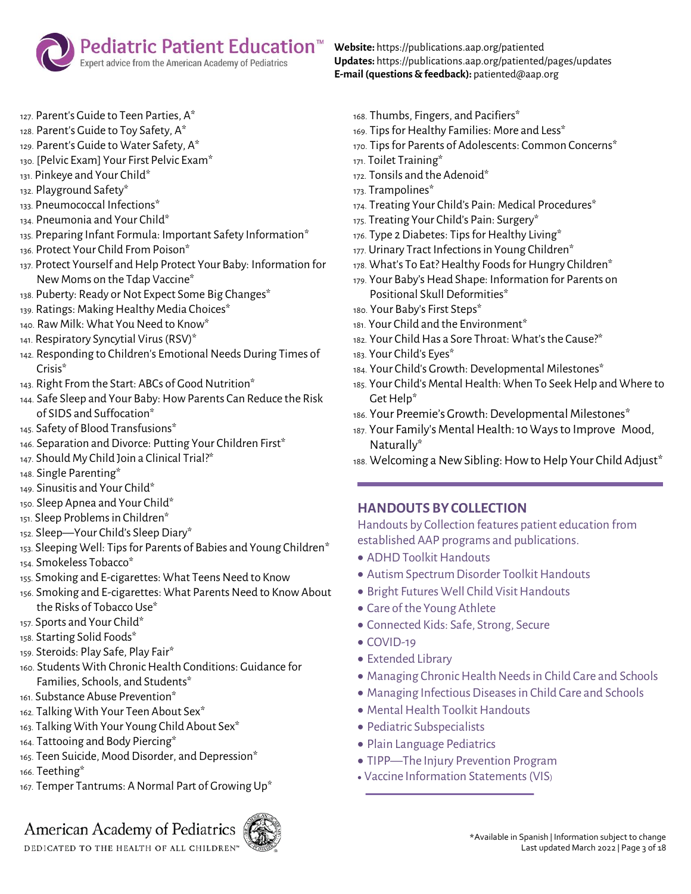127. Parent's Guide to Teen Parties, A*
128. Parent's Guide to Toy Safety, A*
129. Parent's Guide to Water Safety, A*
130. [Pelvic Exam] Your First Pelvic Exam*
131. Pinkeye and Your Child*
132. Playground Safety*
133. Pneumococcal Infections*
134. Pneumonia and Your Child*
135. Preparing Infant Formula: Important Safety Information*
136. Protect Your Child From Poison*
137. Protect Yourself and Help Protect Your Baby: Information for New Moms on the Tdap Vaccine*
138. Puberty: Ready or Not Expect Some Big Changes*
139. Ratings: Making Healthy Media Choices*
140. Raw Milk: What You Need to Know*
141. Respiratory Syncytial Virus (RSV)*
142. Responding to Children's Emotional Needs During Times of Crisis*
143. Right From the Start: ABCs of Good Nutrition*
144. Safe Sleep and Your Baby: How Parents Can Reduce the Risk of SIDS and Suffocation*
145. Safety of Blood Transfusions*
146. Separation and Divorce: Putting Your Children First*
147. Should My Child Join a Clinical Trial?*
148. Single Parenting*
149. Sinusitis and Your Child*
150. Sleep Apnea and Your Child*
151. Sleep Problems in Children*
152. Sleep—Your Child's Sleep Diary*
153. Sleeping Well: Tips for Parents of Babies and Young Children*
154. Smokeless Tobacco*
155. Smoking and E-cigarettes: What Teens Need to Know
156. Smoking and E-cigarettes: What Parents Need to Know About the Risks of Tobacco Use*
157. Sports and Your Child*
158. Starting Solid Foods*
159. Steroids: Play Safe, Play Fair*
160. Students With Chronic Health Conditions: Guidance for Families, Schools, and Students*
161. Substance Abuse Prevention*
162. Talking With Your Teen About Sex*
163. Talking With Your Young Child About Sex*
164. Tattooing and Body Piercing*
165. Teen Suicide, Mood Disorder, and Depression*
166. Teething*
167. Temper Tantrums: A Normal Part of Growing Up*
168. Thumbs, Fingers, and Pacifiers*
169. Tips for Healthy Families: More and Less*
170. Tips for Parents of Adolescents: Common Concerns*
171. Toilet Training*
172. Tonsils and the Adenoid*
173. Trampolines*
174. Treating Your Child's Pain: Medical Procedures*
175. Treating Your Child's Pain: Surgery*
176. Type 2 Diabetes: Tips for Healthy Living*
177. Urinary Tract Infections in Young Children*
178. What's To Eat? Healthy Foods for Hungry Children*
179. Your Baby's Head Shape: Information for Parents on Positional Skull Deformities*
180. Your Baby's First Steps*
181. Your Child and the Environment*
182. Your Child Has a Sore Throat: What's the Cause?*
183. Your Child's Eyes*
184. Your Child's Growth: Developmental Milestones*
185. Your Child's Mental Health: When To Seek Help and Where to Get Help*
186. Your Preemie's Growth: Developmental Milestones*
187. Your Family's Mental Health: 10 Ways to Improve Mood, Naturally*
188. Welcoming a New Sibling: How to Help Your Child Adjust*

## HANDOUTS BY COLLECTION

Handouts by Collection features patient education from established AAP programs and publications.

- ADHD Toolkit Handouts
- Autism Spectrum Disorder Toolkit Handouts
- Bright Futures Well Child Visit Handouts
- Care of the Young Athlete
- Connected Kids: Safe, Strong, Secure
- COVID-19
- Extended Library
- Managing Chronic Health Needs in Child Care and Schools
- Managing Infectious Diseases in Child Care and Schools
- Mental Health Toolkit Handouts
- Pediatric Subspecialists
- Plain Language Pediatrics
- TIPP—The Injury Prevention Program
- Vaccine Information Statements (VIS)

*Available in Spanish | Information subject to change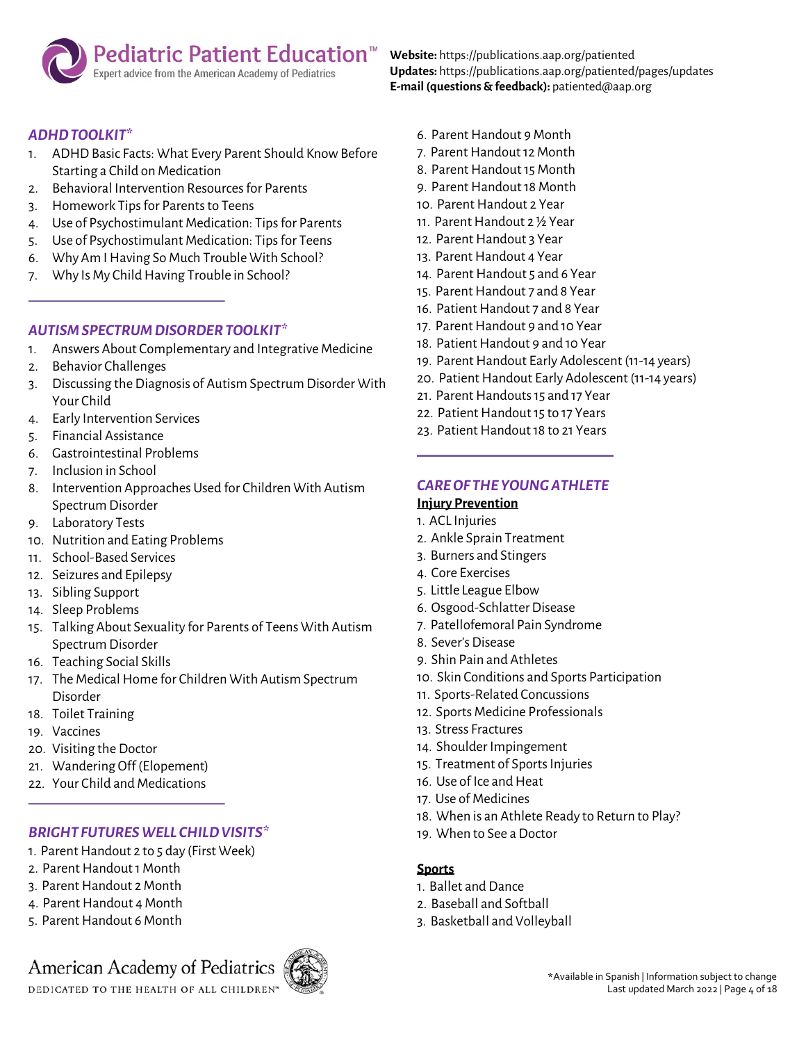## *ADHD TOOLKIT**

1. ADHD Basic Facts: What Every Parent Should Know Before Starting a Child on Medication
2. Behavioral Intervention Resources for Parents
3. Homework Tips for Parents to Teens
4. Use of Psychostimulant Medication: Tips for Parents
5. Use of Psychostimulant Medication: Tips for Teens
6. Why Am I Having So Much Trouble With School?
7. Why Is My Child Having Trouble in School?

## *AUTISM SPECTRUM DISORDER TOOLKIT**

1. Answers About Complementary and Integrative Medicine
2. Behavior Challenges
3. Discussing the Diagnosis of Autism Spectrum Disorder With Your Child
4. Early Intervention Services
5. Financial Assistance
6. Gastrointestinal Problems
7. Inclusion in School
8. Intervention Approaches Used for Children With Autism Spectrum Disorder
9. Laboratory Tests
10. Nutrition and Eating Problems
11. School-Based Services
12. Seizures and Epilepsy
13. Sibling Support
14. Sleep Problems
15. Talking About Sexuality for Parents of Teens With Autism Spectrum Disorder
16. Teaching Social Skills
17. The Medical Home for Children With Autism Spectrum Disorder
18. Toilet Training
19. Vaccines
20. Visiting the Doctor
21. Wandering Off (Elopement)
22. Your Child and Medications

## *BRIGHT FUTURES WELL CHILD VISITS**

1. Parent Handout 2 to 5 day (First Week)
2. Parent Handout 1 Month
3. Parent Handout 2 Month
4. Parent Handout 4 Month
5. Parent Handout 6 Month
6. Parent Handout 9 Month
7. Parent Handout 12 Month
8. Parent Handout 15 Month
9. Parent Handout 18 Month
10. Parent Handout 2 Year
11. Parent Handout 2 ½ Year
12. Parent Handout 3 Year
13. Parent Handout 4 Year
14. Parent Handout 5 and 6 Year
15. Parent Handout 7 and 8 Year
16. Patient Handout 7 and 8 Year
17. Parent Handout 9 and 10 Year
18. Patient Handout 9 and 10 Year
19. Parent Handout Early Adolescent (11-14 years)
20. Patient Handout Early Adolescent (11-14 years)
21. Parent Handouts 15 and 17 Year
22. Patient Handout 15 to 17 Years
23. Patient Handout 18 to 21 Years

## *CARE OF THE YOUNG ATHLETE*

### Injury Prevention

1. ACL Injuries
2. Ankle Sprain Treatment
3. Burners and Stingers
4. Core Exercises
5. Little League Elbow
6. Osgood-Schlatter Disease
7. Patellofemoral Pain Syndrome
8. Sever's Disease
9. Shin Pain and Athletes
10. Skin Conditions and Sports Participation
11. Sports-Related Concussions
12. Sports Medicine Professionals
13. Stress Fractures
14. Shoulder Impingement
15. Treatment of Sports Injuries
16. Use of Ice and Heat
17. Use of Medicines
18. When is an Athlete Ready to Return to Play?
19. When to See a Doctor

### Sports

1. Ballet and Dance
2. Baseball and Softball
3. Basketball and Volleyball

*Available in Spanish | Information subject to change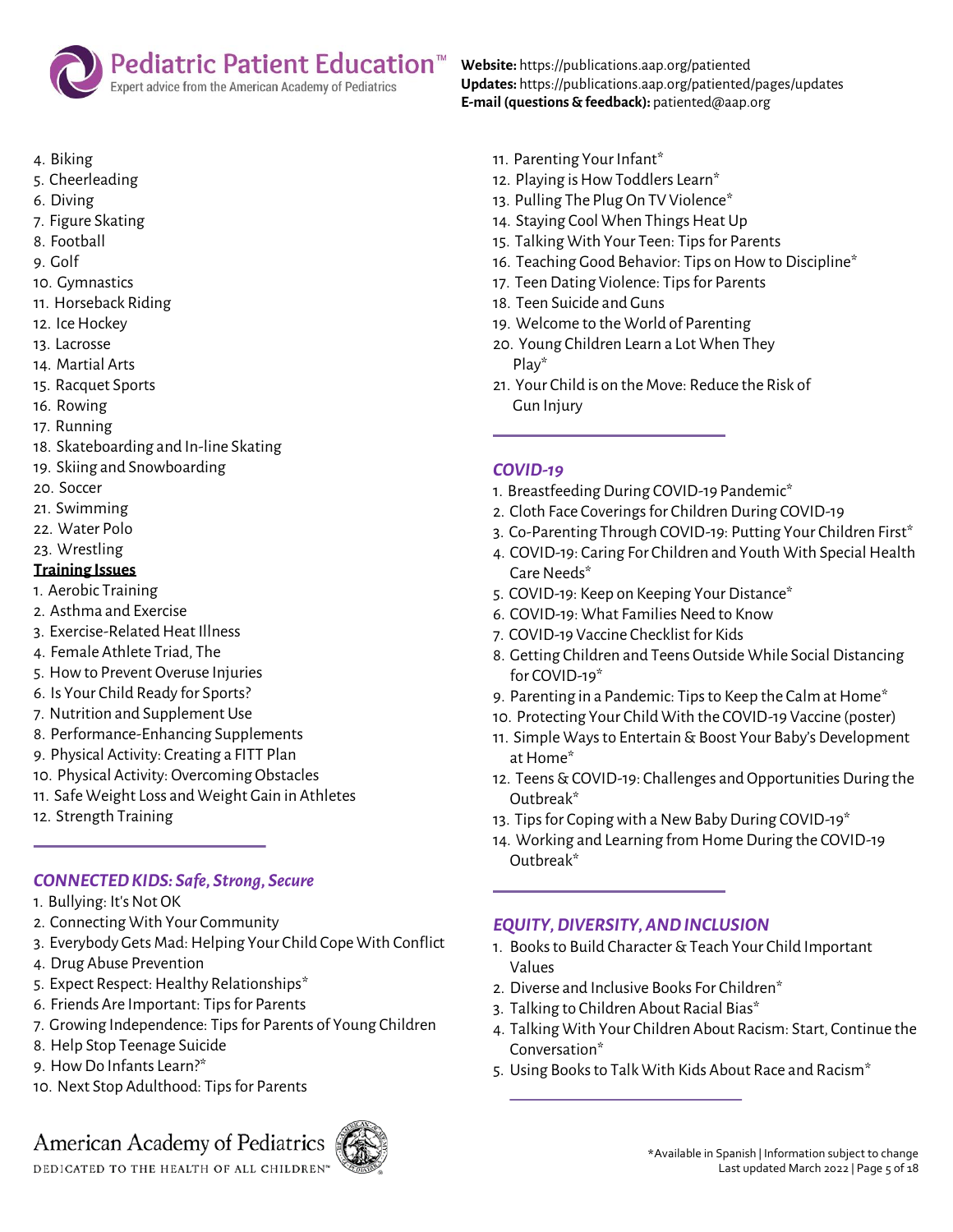4. Biking
5. Cheerleading
6. Diving
7. Figure Skating
8. Football
9. Golf
10. Gymnastics
11. Horseback Riding
12. Ice Hockey
13. Lacrosse
14. Martial Arts
15. Racquet Sports
16. Rowing
17. Running
18. Skateboarding and In-line Skating
19. Skiing and Snowboarding
20. Soccer
21. Swimming
22. Water Polo
23. Wrestling

**Training Issues**

1. Aerobic Training
2. Asthma and Exercise
3. Exercise-Related Heat Illness
4. Female Athlete Triad, The
5. How to Prevent Overuse Injuries
6. Is Your Child Ready for Sports?
7. Nutrition and Supplement Use
8. Performance-Enhancing Supplements
9. Physical Activity: Creating a FITT Plan
10. Physical Activity: Overcoming Obstacles
11. Safe Weight Loss and Weight Gain in Athletes
12. Strength Training

## *CONNECTED KIDS: Safe, Strong, Secure*

1. Bullying: It's Not OK
2. Connecting With Your Community
3. Everybody Gets Mad: Helping Your Child Cope With Conflict
4. Drug Abuse Prevention
5. Expect Respect: Healthy Relationships*
6. Friends Are Important: Tips for Parents
7. Growing Independence: Tips for Parents of Young Children
8. Help Stop Teenage Suicide
9. How Do Infants Learn?*
10. Next Stop Adulthood: Tips for Parents
11. Parenting Your Infant*
12. Playing is How Toddlers Learn*
13. Pulling The Plug On TV Violence*
14. Staying Cool When Things Heat Up
15. Talking With Your Teen: Tips for Parents
16. Teaching Good Behavior: Tips on How to Discipline*
17. Teen Dating Violence: Tips for Parents
18. Teen Suicide and Guns
19. Welcome to the World of Parenting
20. Young Children Learn a Lot When They Play*
21. Your Child is on the Move: Reduce the Risk of Gun Injury

## *COVID-19*

1. Breastfeeding During COVID-19 Pandemic*
2. Cloth Face Coverings for Children During COVID-19
3. Co-Parenting Through COVID-19: Putting Your Children First*
4. COVID-19: Caring For Children and Youth With Special Health Care Needs*
5. COVID-19: Keep on Keeping Your Distance*
6. COVID-19: What Families Need to Know
7. COVID-19 Vaccine Checklist for Kids
8. Getting Children and Teens Outside While Social Distancing for COVID-19*
9. Parenting in a Pandemic: Tips to Keep the Calm at Home*
10. Protecting Your Child With the COVID-19 Vaccine (poster)
11. Simple Ways to Entertain & Boost Your Baby's Development at Home*
12. Teens & COVID-19: Challenges and Opportunities During the Outbreak*
13. Tips for Coping with a New Baby During COVID-19*
14. Working and Learning from Home During the COVID-19 Outbreak*

## *EQUITY, DIVERSITY, AND INCLUSION*

1. Books to Build Character & Teach Your Child Important Values
2. Diverse and Inclusive Books For Children*
3. Talking to Children About Racial Bias*
4. Talking With Your Children About Racism: Start, Continue the Conversation*
5. Using Books to Talk With Kids About Race and Racism*

*Available in Spanish | Information subject to change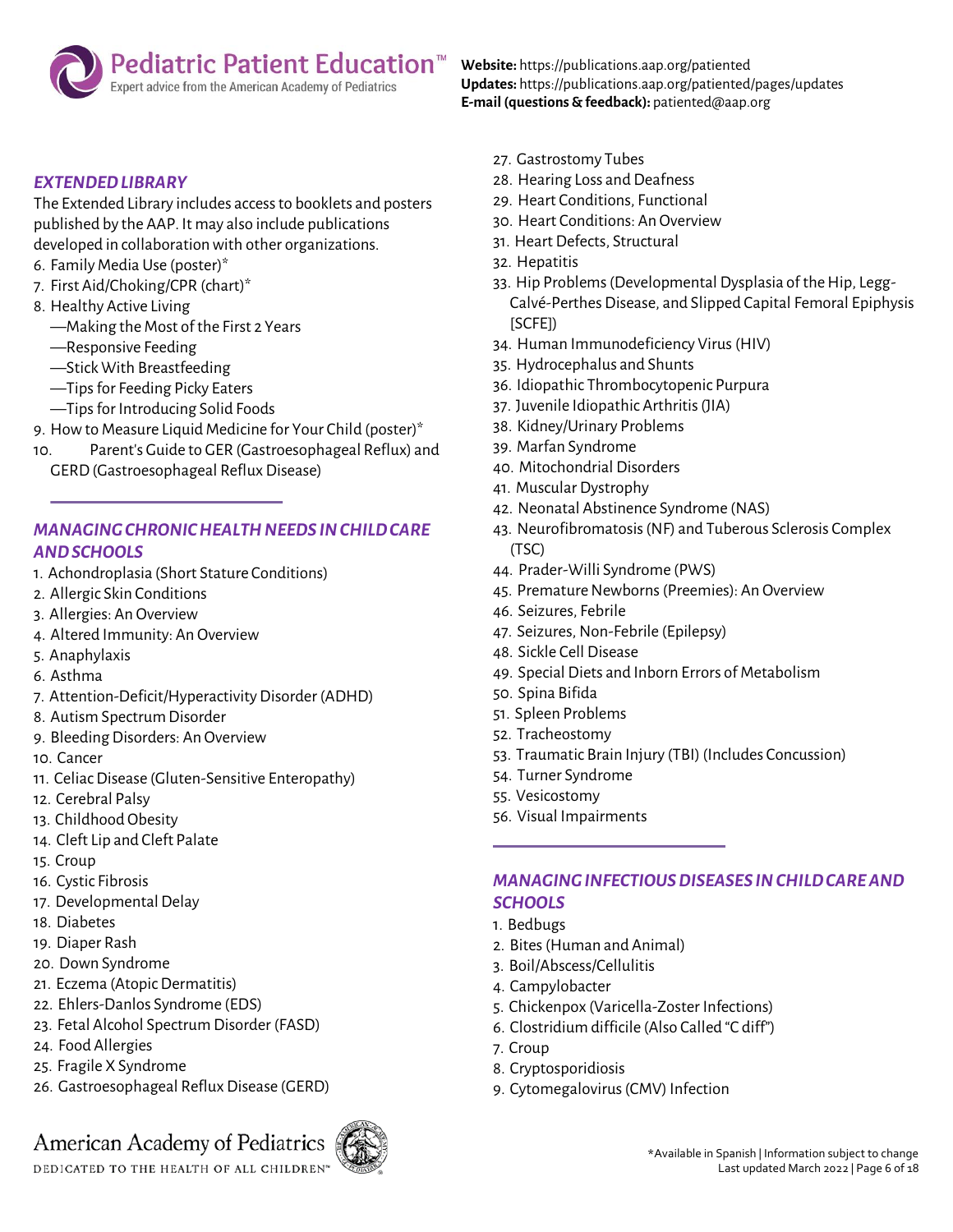## EXTENDED LIBRARY

The Extended Library includes access to booklets and posters published by the AAP. It may also include publications developed in collaboration with other organizations.

6. Family Media Use (poster)*
7. First Aid/Choking/CPR (chart)*
8. Healthy Active Living
   —Making the Most of the First 2 Years
   —Responsive Feeding
   —Stick With Breastfeeding
   —Tips for Feeding Picky Eaters
   —Tips for Introducing Solid Foods
9. How to Measure Liquid Medicine for Your Child (poster)*
10. Parent's Guide to GER (Gastroesophageal Reflux) and GERD (Gastroesophageal Reflux Disease)

## MANAGING CHRONIC HEALTH NEEDS IN CHILD CARE AND SCHOOLS

1. Achondroplasia (Short Stature Conditions)
2. Allergic Skin Conditions
3. Allergies: An Overview
4. Altered Immunity: An Overview
5. Anaphylaxis
6. Asthma
7. Attention-Deficit/Hyperactivity Disorder (ADHD)
8. Autism Spectrum Disorder
9. Bleeding Disorders: An Overview
10. Cancer
11. Celiac Disease (Gluten-Sensitive Enteropathy)
12. Cerebral Palsy
13. Childhood Obesity
14. Cleft Lip and Cleft Palate
15. Croup
16. Cystic Fibrosis
17. Developmental Delay
18. Diabetes
19. Diaper Rash
20. Down Syndrome
21. Eczema (Atopic Dermatitis)
22. Ehlers-Danlos Syndrome (EDS)
23. Fetal Alcohol Spectrum Disorder (FASD)
24. Food Allergies
25. Fragile X Syndrome
26. Gastroesophageal Reflux Disease (GERD)
27. Gastrostomy Tubes
28. Hearing Loss and Deafness
29. Heart Conditions, Functional
30. Heart Conditions: An Overview
31. Heart Defects, Structural
32. Hepatitis
33. Hip Problems (Developmental Dysplasia of the Hip, Legg-Calvé-Perthes Disease, and Slipped Capital Femoral Epiphysis [SCFE])
34. Human Immunodeficiency Virus (HIV)
35. Hydrocephalus and Shunts
36. Idiopathic Thrombocytopenic Purpura
37. Juvenile Idiopathic Arthritis (JIA)
38. Kidney/Urinary Problems
39. Marfan Syndrome
40. Mitochondrial Disorders
41. Muscular Dystrophy
42. Neonatal Abstinence Syndrome (NAS)
43. Neurofibromatosis (NF) and Tuberous Sclerosis Complex (TSC)
44. Prader-Willi Syndrome (PWS)
45. Premature Newborns (Preemies): An Overview
46. Seizures, Febrile
47. Seizures, Non-Febrile (Epilepsy)
48. Sickle Cell Disease
49. Special Diets and Inborn Errors of Metabolism
50. Spina Bifida
51. Spleen Problems
52. Tracheostomy
53. Traumatic Brain Injury (TBI) (Includes Concussion)
54. Turner Syndrome
55. Vesicostomy
56. Visual Impairments

## MANAGING INFECTIOUS DISEASES IN CHILD CARE AND SCHOOLS

1. Bedbugs
2. Bites (Human and Animal)
3. Boil/Abscess/Cellulitis
4. Campylobacter
5. Chickenpox (Varicella-Zoster Infections)
6. Clostridium difficile (Also Called "C diff")
7. Croup
8. Cryptosporidiosis
9. Cytomegalovirus (CMV) Infection

*Available in Spanish | Information subject to change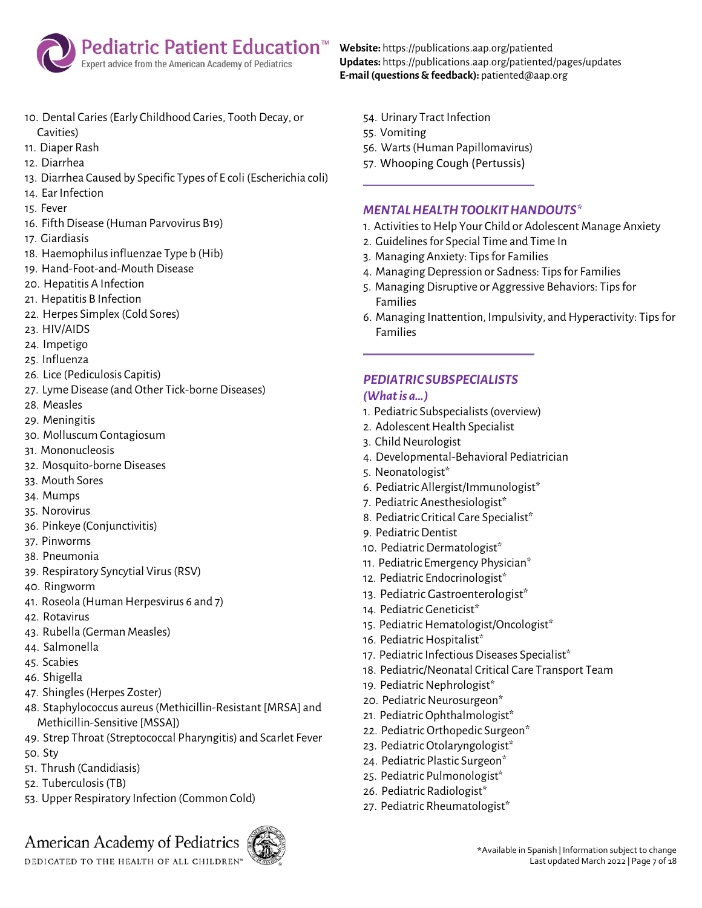10. Dental Caries (Early Childhood Caries, Tooth Decay, or Cavities)
11. Diaper Rash
12. Diarrhea
13. Diarrhea Caused by Specific Types of E coli (Escherichia coli)
14. Ear Infection
15. Fever
16. Fifth Disease (Human Parvovirus B19)
17. Giardiasis
18. Haemophilus influenzae Type b (Hib)
19. Hand-Foot-and-Mouth Disease
20. Hepatitis A Infection
21. Hepatitis B Infection
22. Herpes Simplex (Cold Sores)
23. HIV/AIDS
24. Impetigo
25. Influenza
26. Lice (Pediculosis Capitis)
27. Lyme Disease (and Other Tick-borne Diseases)
28. Measles
29. Meningitis
30. Molluscum Contagiosum
31. Mononucleosis
32. Mosquito-borne Diseases
33. Mouth Sores
34. Mumps
35. Norovirus
36. Pinkeye (Conjunctivitis)
37. Pinworms
38. Pneumonia
39. Respiratory Syncytial Virus (RSV)
40. Ringworm
41. Roseola (Human Herpesvirus 6 and 7)
42. Rotavirus
43. Rubella (German Measles)
44. Salmonella
45. Scabies
46. Shigella
47. Shingles (Herpes Zoster)
48. Staphylococcus aureus (Methicillin-Resistant [MRSA] and Methicillin-Sensitive [MSSA])
49. Strep Throat (Streptococcal Pharyngitis) and Scarlet Fever
50. Sty
51. Thrush (Candidiasis)
52. Tuberculosis (TB)
53. Upper Respiratory Infection (Common Cold)
54. Urinary Tract Infection
55. Vomiting
56. Warts (Human Papillomavirus)
57. Whooping Cough (Pertussis)

## *MENTAL HEALTH TOOLKIT HANDOUTS**

1. Activities to Help Your Child or Adolescent Manage Anxiety
2. Guidelines for Special Time and Time In
3. Managing Anxiety: Tips for Families
4. Managing Depression or Sadness: Tips for Families
5. Managing Disruptive or Aggressive Behaviors: Tips for Families
6. Managing Inattention, Impulsivity, and Hyperactivity: Tips for Families

## *PEDIATRIC SUBSPECIALISTS (What is a…)*

1. Pediatric Subspecialists (overview)
2. Adolescent Health Specialist
3. Child Neurologist
4. Developmental-Behavioral Pediatrician
5. Neonatologist*
6. Pediatric Allergist/Immunologist*
7. Pediatric Anesthesiologist*
8. Pediatric Critical Care Specialist*
9. Pediatric Dentist
10. Pediatric Dermatologist*
11. Pediatric Emergency Physician*
12. Pediatric Endocrinologist*
13. Pediatric Gastroenterologist*
14. Pediatric Geneticist*
15. Pediatric Hematologist/Oncologist*
16. Pediatric Hospitalist*
17. Pediatric Infectious Diseases Specialist*
18. Pediatric/Neonatal Critical Care Transport Team
19. Pediatric Nephrologist*
20. Pediatric Neurosurgeon*
21. Pediatric Ophthalmologist*
22. Pediatric Orthopedic Surgeon*
23. Pediatric Otolaryngologist*
24. Pediatric Plastic Surgeon*
25. Pediatric Pulmonologist*
26. Pediatric Radiologist*
27. Pediatric Rheumatologist*

*Available in Spanish | Information subject to change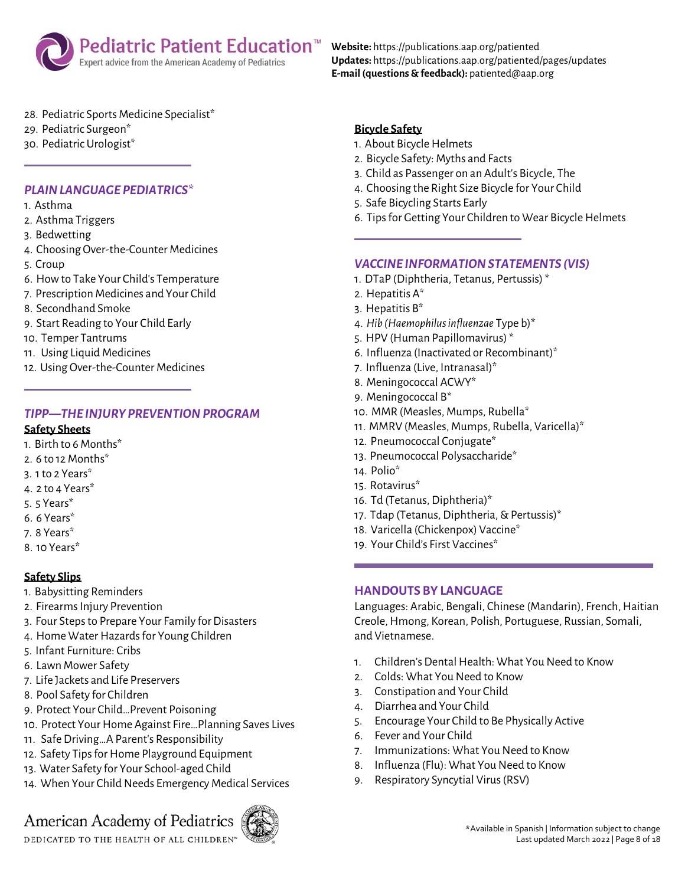28. Pediatric Sports Medicine Specialist*
29. Pediatric Surgeon*
30. Pediatric Urologist*

## *PLAIN LANGUAGE PEDIATRICS**

1. Asthma
2. Asthma Triggers
3. Bedwetting
4. Choosing Over-the-Counter Medicines
5. Croup
6. How to Take Your Child's Temperature
7. Prescription Medicines and Your Child
8. Secondhand Smoke
9. Start Reading to Your Child Early
10. Temper Tantrums
11. Using Liquid Medicines
12. Using Over-the-Counter Medicines

## *TIPP—THE INJURY PREVENTION PROGRAM*

### Safety Sheets

1. Birth to 6 Months*
2. 6 to 12 Months*
3. 1 to 2 Years*
4. 2 to 4 Years*
5. 5 Years*
6. 6 Years*
7. 8 Years*
8. 10 Years*

### Safety Slips

1. Babysitting Reminders
2. Firearms Injury Prevention
3. Four Steps to Prepare Your Family for Disasters
4. Home Water Hazards for Young Children
5. Infant Furniture: Cribs
6. Lawn Mower Safety
7. Life Jackets and Life Preservers
8. Pool Safety for Children
9. Protect Your Child…Prevent Poisoning
10. Protect Your Home Against Fire…Planning Saves Lives
11. Safe Driving…A Parent's Responsibility
12. Safety Tips for Home Playground Equipment
13. Water Safety for Your School-aged Child
14. When Your Child Needs Emergency Medical Services

### Bicycle Safety

1. About Bicycle Helmets
2. Bicycle Safety: Myths and Facts
3. Child as Passenger on an Adult's Bicycle, The
4. Choosing the Right Size Bicycle for Your Child
5. Safe Bicycling Starts Early
6. Tips for Getting Your Children to Wear Bicycle Helmets

## *VACCINE INFORMATION STATEMENTS (VIS)*

1. DTaP (Diphtheria, Tetanus, Pertussis) *
2. Hepatitis A*
3. Hepatitis B*
4. *Hib (Haemophilus influenzae* Type b)*
5. HPV (Human Papillomavirus) *
6. Influenza (Inactivated or Recombinant)*
7. Influenza (Live, Intranasal)*
8. Meningococcal ACWY*
9. Meningococcal B*
10. MMR (Measles, Mumps, Rubella)*
11. MMRV (Measles, Mumps, Rubella, Varicella)*
12. Pneumococcal Conjugate*
13. Pneumococcal Polysaccharide*
14. Polio*
15. Rotavirus*
16. Td (Tetanus, Diphtheria)*
17. Tdap (Tetanus, Diphtheria, & Pertussis)*
18. Varicella (Chickenpox) Vaccine*
19. Your Child's First Vaccines*

## HANDOUTS BY LANGUAGE

Languages: Arabic, Bengali, Chinese (Mandarin), French, Haitian Creole, Hmong, Korean, Polish, Portuguese, Russian, Somali, and Vietnamese.

1. Children's Dental Health: What You Need to Know
2. Colds: What You Need to Know
3. Constipation and Your Child
4. Diarrhea and Your Child
5. Encourage Your Child to Be Physically Active
6. Fever and Your Child
7. Immunizations: What You Need to Know
8. Influenza (Flu): What You Need to Know
9. Respiratory Syncytial Virus (RSV)

*Available in Spanish | Information subject to change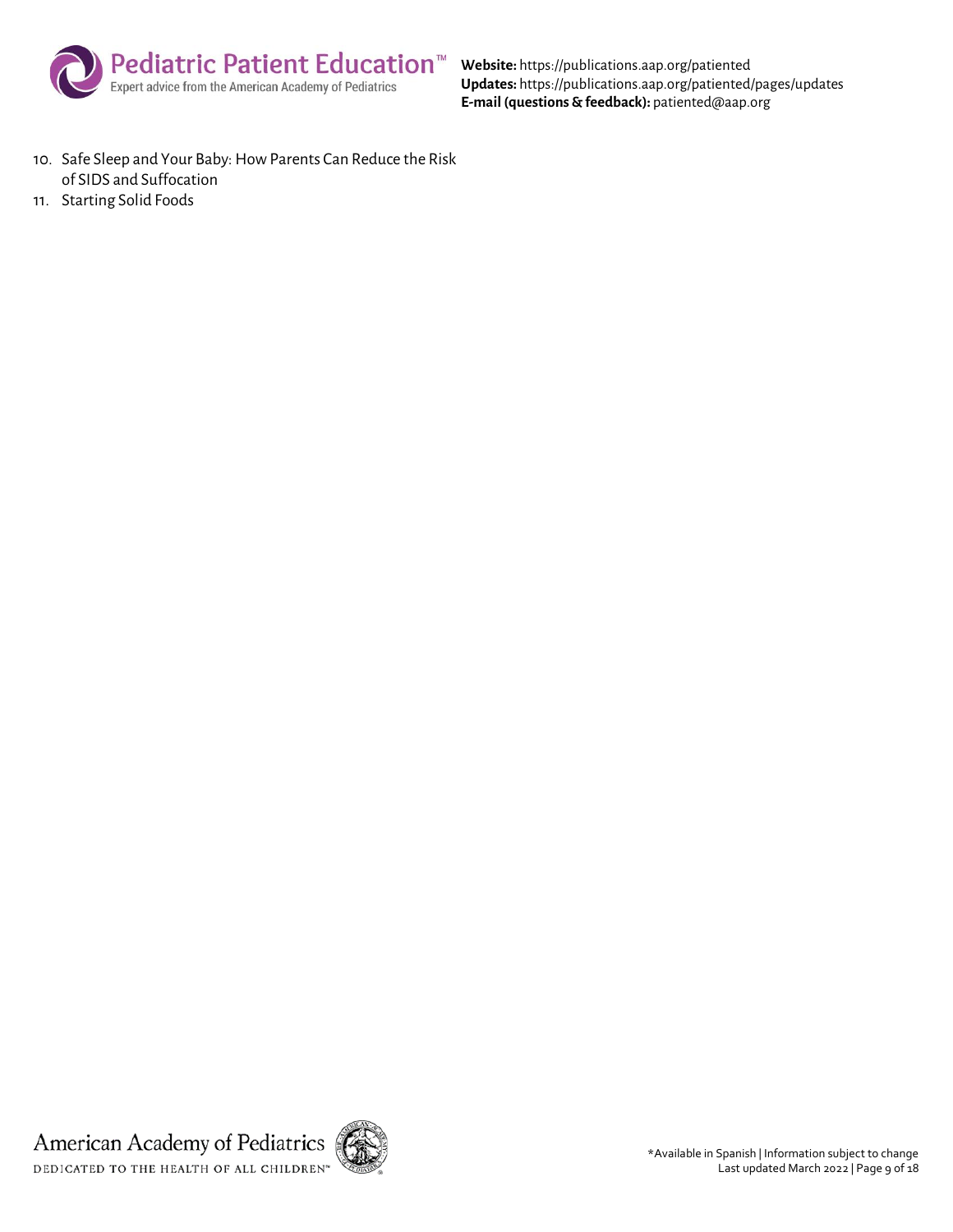10. Safe Sleep and Your Baby: How Parents Can Reduce the Risk of SIDS and Suffocation
11. Starting Solid Foods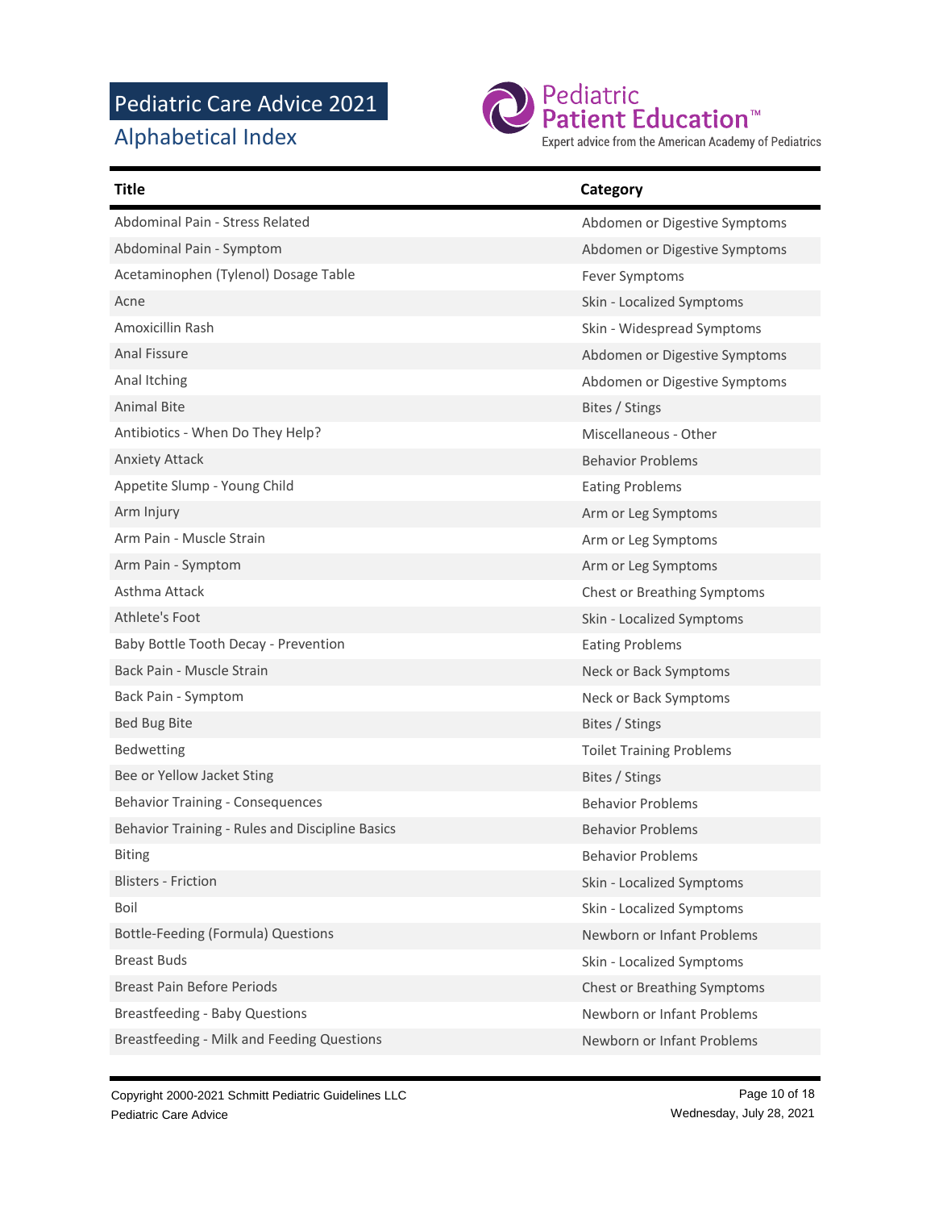# Pediatric Care Advice 2021

## Alphabetical Index

Pediatric Patient Education™
Expert advice from the American Academy of Pediatrics

| Title | Category |
|---|---|
| Abdominal Pain - Stress Related | Abdomen or Digestive Symptoms |
| Abdominal Pain - Symptom | Abdomen or Digestive Symptoms |
| Acetaminophen (Tylenol) Dosage Table | Fever Symptoms |
| Acne | Skin - Localized Symptoms |
| Amoxicillin Rash | Skin - Widespread Symptoms |
| Anal Fissure | Abdomen or Digestive Symptoms |
| Anal Itching | Abdomen or Digestive Symptoms |
| Animal Bite | Bites / Stings |
| Antibiotics - When Do They Help? | Miscellaneous - Other |
| Anxiety Attack | Behavior Problems |
| Appetite Slump - Young Child | Eating Problems |
| Arm Injury | Arm or Leg Symptoms |
| Arm Pain - Muscle Strain | Arm or Leg Symptoms |
| Arm Pain - Symptom | Arm or Leg Symptoms |
| Asthma Attack | Chest or Breathing Symptoms |
| Athlete's Foot | Skin - Localized Symptoms |
| Baby Bottle Tooth Decay - Prevention | Eating Problems |
| Back Pain - Muscle Strain | Neck or Back Symptoms |
| Back Pain - Symptom | Neck or Back Symptoms |
| Bed Bug Bite | Bites / Stings |
| Bedwetting | Toilet Training Problems |
| Bee or Yellow Jacket Sting | Bites / Stings |
| Behavior Training - Consequences | Behavior Problems |
| Behavior Training - Rules and Discipline Basics | Behavior Problems |
| Biting | Behavior Problems |
| Blisters - Friction | Skin - Localized Symptoms |
| Boil | Skin - Localized Symptoms |
| Bottle-Feeding (Formula) Questions | Newborn or Infant Problems |
| Breast Buds | Skin - Localized Symptoms |
| Breast Pain Before Periods | Chest or Breathing Symptoms |
| Breastfeeding - Baby Questions | Newborn or Infant Problems |
| Breastfeeding - Milk and Feeding Questions | Newborn or Infant Problems |

Copyright 2000-2021 Schmitt Pediatric Guidelines LLC
Pediatric Care Advice

Wednesday, July 28, 2021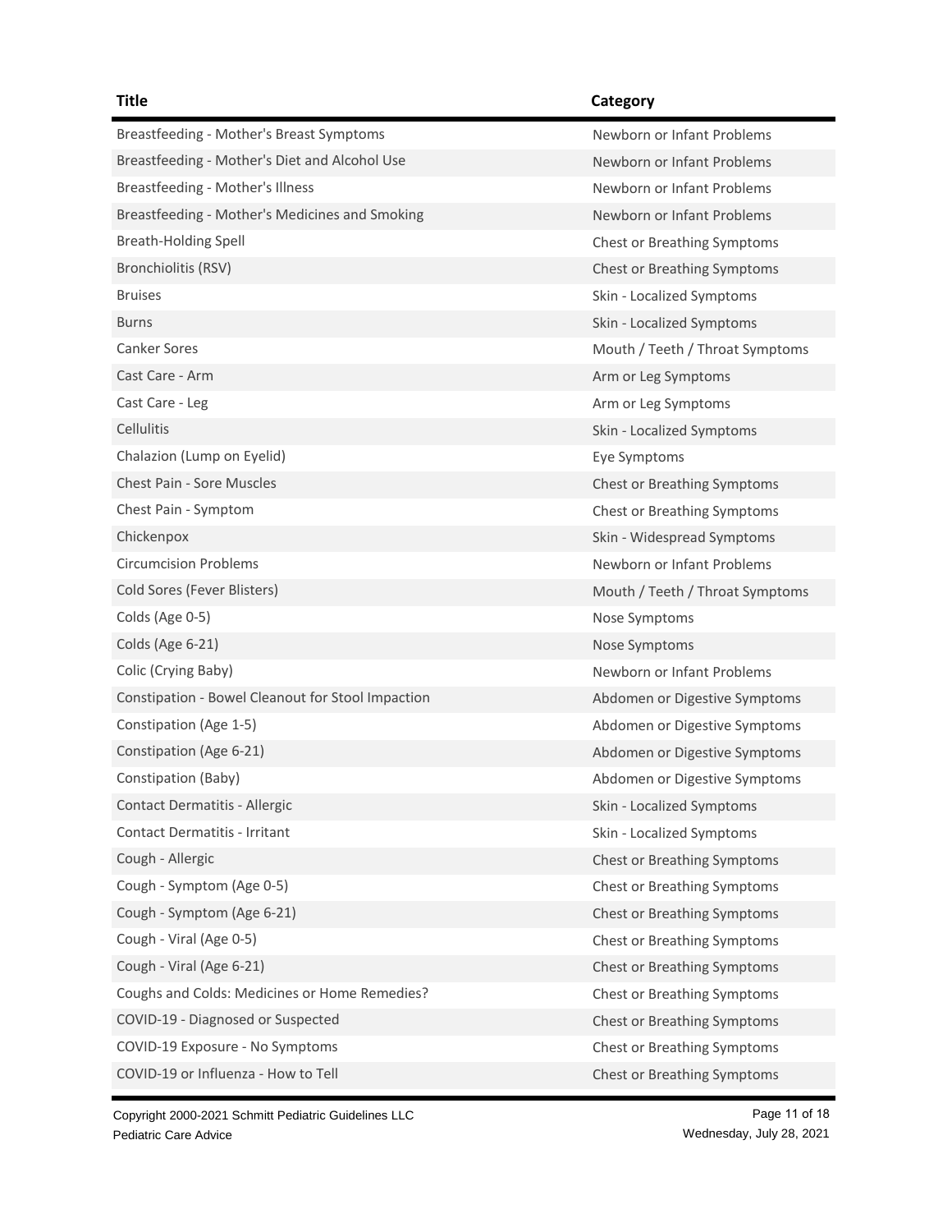| Title | Category |
| --- | --- |
| Breastfeeding - Mother's Breast Symptoms | Newborn or Infant Problems |
| Breastfeeding - Mother's Diet and Alcohol Use | Newborn or Infant Problems |
| Breastfeeding - Mother's Illness | Newborn or Infant Problems |
| Breastfeeding - Mother's Medicines and Smoking | Newborn or Infant Problems |
| Breath-Holding Spell | Chest or Breathing Symptoms |
| Bronchiolitis (RSV) | Chest or Breathing Symptoms |
| Bruises | Skin - Localized Symptoms |
| Burns | Skin - Localized Symptoms |
| Canker Sores | Mouth / Teeth / Throat Symptoms |
| Cast Care - Arm | Arm or Leg Symptoms |
| Cast Care - Leg | Arm or Leg Symptoms |
| Cellulitis | Skin - Localized Symptoms |
| Chalazion (Lump on Eyelid) | Eye Symptoms |
| Chest Pain - Sore Muscles | Chest or Breathing Symptoms |
| Chest Pain - Symptom | Chest or Breathing Symptoms |
| Chickenpox | Skin - Widespread Symptoms |
| Circumcision Problems | Newborn or Infant Problems |
| Cold Sores (Fever Blisters) | Mouth / Teeth / Throat Symptoms |
| Colds (Age 0-5) | Nose Symptoms |
| Colds (Age 6-21) | Nose Symptoms |
| Colic (Crying Baby) | Newborn or Infant Problems |
| Constipation - Bowel Cleanout for Stool Impaction | Abdomen or Digestive Symptoms |
| Constipation (Age 1-5) | Abdomen or Digestive Symptoms |
| Constipation (Age 6-21) | Abdomen or Digestive Symptoms |
| Constipation (Baby) | Abdomen or Digestive Symptoms |
| Contact Dermatitis - Allergic | Skin - Localized Symptoms |
| Contact Dermatitis - Irritant | Skin - Localized Symptoms |
| Cough - Allergic | Chest or Breathing Symptoms |
| Cough - Symptom (Age 0-5) | Chest or Breathing Symptoms |
| Cough - Symptom (Age 6-21) | Chest or Breathing Symptoms |
| Cough - Viral (Age 0-5) | Chest or Breathing Symptoms |
| Cough - Viral (Age 6-21) | Chest or Breathing Symptoms |
| Coughs and Colds: Medicines or Home Remedies? | Chest or Breathing Symptoms |
| COVID-19 - Diagnosed or Suspected | Chest or Breathing Symptoms |
| COVID-19 Exposure - No Symptoms | Chest or Breathing Symptoms |
| COVID-19 or Influenza - How to Tell | Chest or Breathing Symptoms |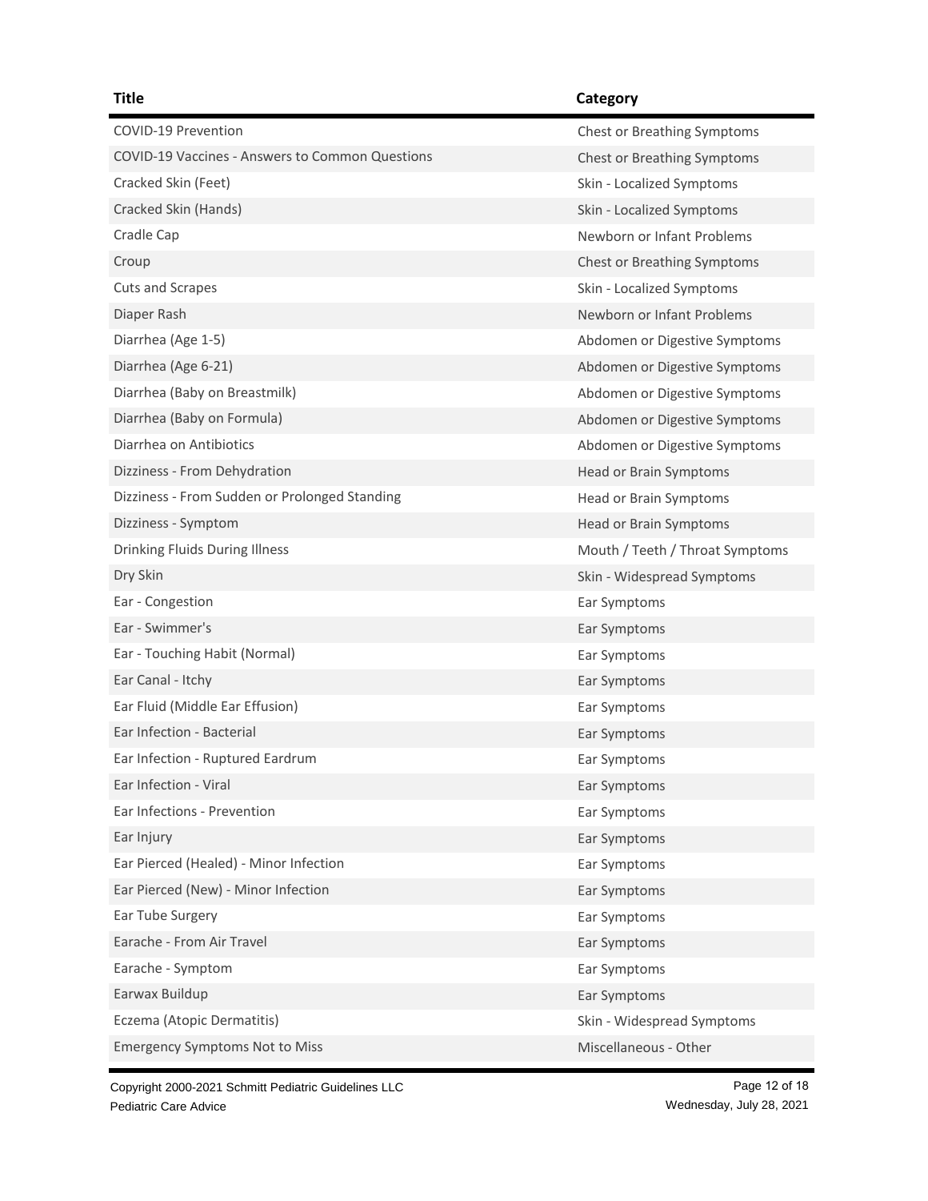| Title | Category |
| --- | --- |
| COVID-19 Prevention | Chest or Breathing Symptoms |
| COVID-19 Vaccines - Answers to Common Questions | Chest or Breathing Symptoms |
| Cracked Skin (Feet) | Skin - Localized Symptoms |
| Cracked Skin (Hands) | Skin - Localized Symptoms |
| Cradle Cap | Newborn or Infant Problems |
| Croup | Chest or Breathing Symptoms |
| Cuts and Scrapes | Skin - Localized Symptoms |
| Diaper Rash | Newborn or Infant Problems |
| Diarrhea (Age 1-5) | Abdomen or Digestive Symptoms |
| Diarrhea (Age 6-21) | Abdomen or Digestive Symptoms |
| Diarrhea (Baby on Breastmilk) | Abdomen or Digestive Symptoms |
| Diarrhea (Baby on Formula) | Abdomen or Digestive Symptoms |
| Diarrhea on Antibiotics | Abdomen or Digestive Symptoms |
| Dizziness - From Dehydration | Head or Brain Symptoms |
| Dizziness - From Sudden or Prolonged Standing | Head or Brain Symptoms |
| Dizziness - Symptom | Head or Brain Symptoms |
| Drinking Fluids During Illness | Mouth / Teeth / Throat Symptoms |
| Dry Skin | Skin - Widespread Symptoms |
| Ear - Congestion | Ear Symptoms |
| Ear - Swimmer's | Ear Symptoms |
| Ear - Touching Habit (Normal) | Ear Symptoms |
| Ear Canal - Itchy | Ear Symptoms |
| Ear Fluid (Middle Ear Effusion) | Ear Symptoms |
| Ear Infection - Bacterial | Ear Symptoms |
| Ear Infection - Ruptured Eardrum | Ear Symptoms |
| Ear Infection - Viral | Ear Symptoms |
| Ear Infections - Prevention | Ear Symptoms |
| Ear Injury | Ear Symptoms |
| Ear Pierced (Healed) - Minor Infection | Ear Symptoms |
| Ear Pierced (New) - Minor Infection | Ear Symptoms |
| Ear Tube Surgery | Ear Symptoms |
| Earache - From Air Travel | Ear Symptoms |
| Earache - Symptom | Ear Symptoms |
| Earwax Buildup | Ear Symptoms |
| Eczema (Atopic Dermatitis) | Skin - Widespread Symptoms |
| Emergency Symptoms Not to Miss | Miscellaneous - Other |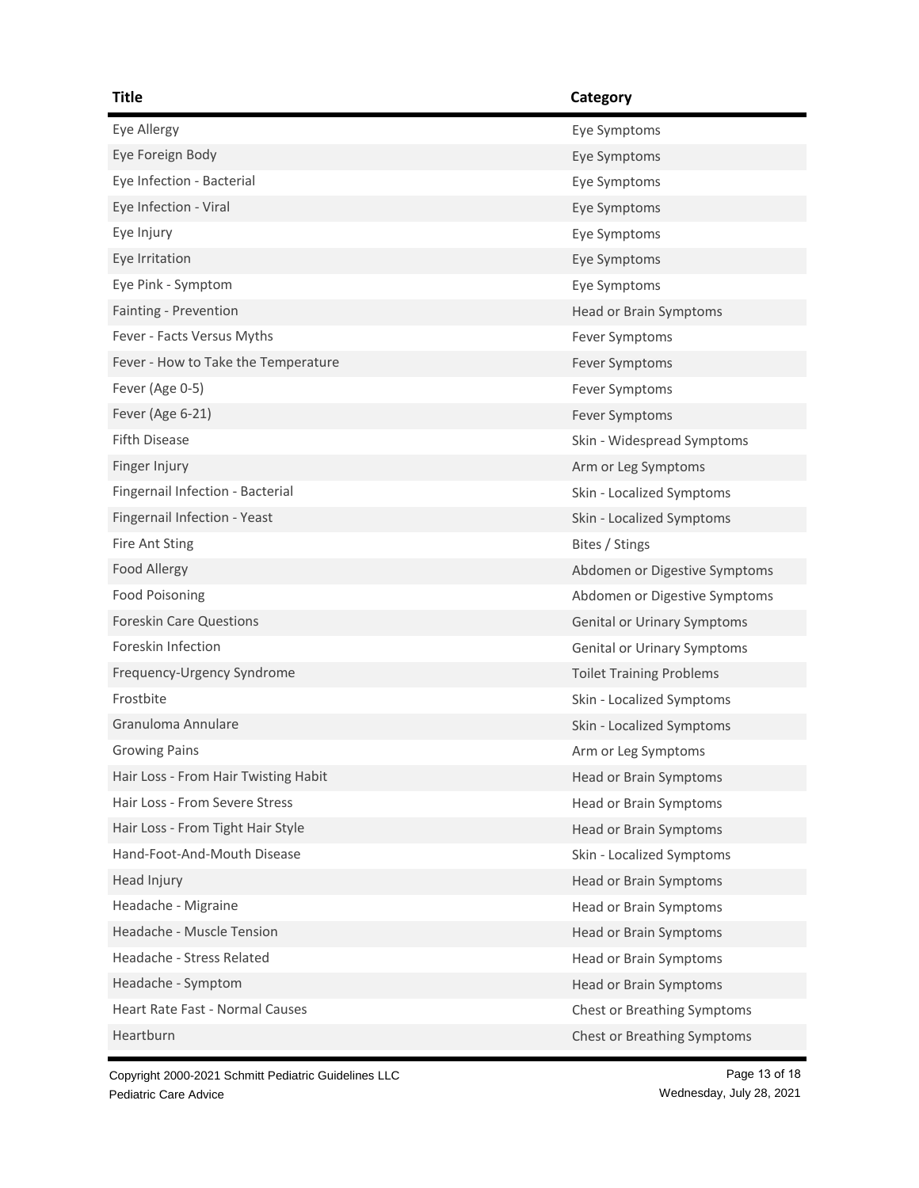| Title | Category |
| --- | --- |
| Eye Allergy | Eye Symptoms |
| Eye Foreign Body | Eye Symptoms |
| Eye Infection - Bacterial | Eye Symptoms |
| Eye Infection - Viral | Eye Symptoms |
| Eye Injury | Eye Symptoms |
| Eye Irritation | Eye Symptoms |
| Eye Pink - Symptom | Eye Symptoms |
| Fainting - Prevention | Head or Brain Symptoms |
| Fever - Facts Versus Myths | Fever Symptoms |
| Fever - How to Take the Temperature | Fever Symptoms |
| Fever (Age 0-5) | Fever Symptoms |
| Fever (Age 6-21) | Fever Symptoms |
| Fifth Disease | Skin - Widespread Symptoms |
| Finger Injury | Arm or Leg Symptoms |
| Fingernail Infection - Bacterial | Skin - Localized Symptoms |
| Fingernail Infection - Yeast | Skin - Localized Symptoms |
| Fire Ant Sting | Bites / Stings |
| Food Allergy | Abdomen or Digestive Symptoms |
| Food Poisoning | Abdomen or Digestive Symptoms |
| Foreskin Care Questions | Genital or Urinary Symptoms |
| Foreskin Infection | Genital or Urinary Symptoms |
| Frequency-Urgency Syndrome | Toilet Training Problems |
| Frostbite | Skin - Localized Symptoms |
| Granuloma Annulare | Skin - Localized Symptoms |
| Growing Pains | Arm or Leg Symptoms |
| Hair Loss - From Hair Twisting Habit | Head or Brain Symptoms |
| Hair Loss - From Severe Stress | Head or Brain Symptoms |
| Hair Loss - From Tight Hair Style | Head or Brain Symptoms |
| Hand-Foot-And-Mouth Disease | Skin - Localized Symptoms |
| Head Injury | Head or Brain Symptoms |
| Headache - Migraine | Head or Brain Symptoms |
| Headache - Muscle Tension | Head or Brain Symptoms |
| Headache - Stress Related | Head or Brain Symptoms |
| Headache - Symptom | Head or Brain Symptoms |
| Heart Rate Fast - Normal Causes | Chest or Breathing Symptoms |
| Heartburn | Chest or Breathing Symptoms |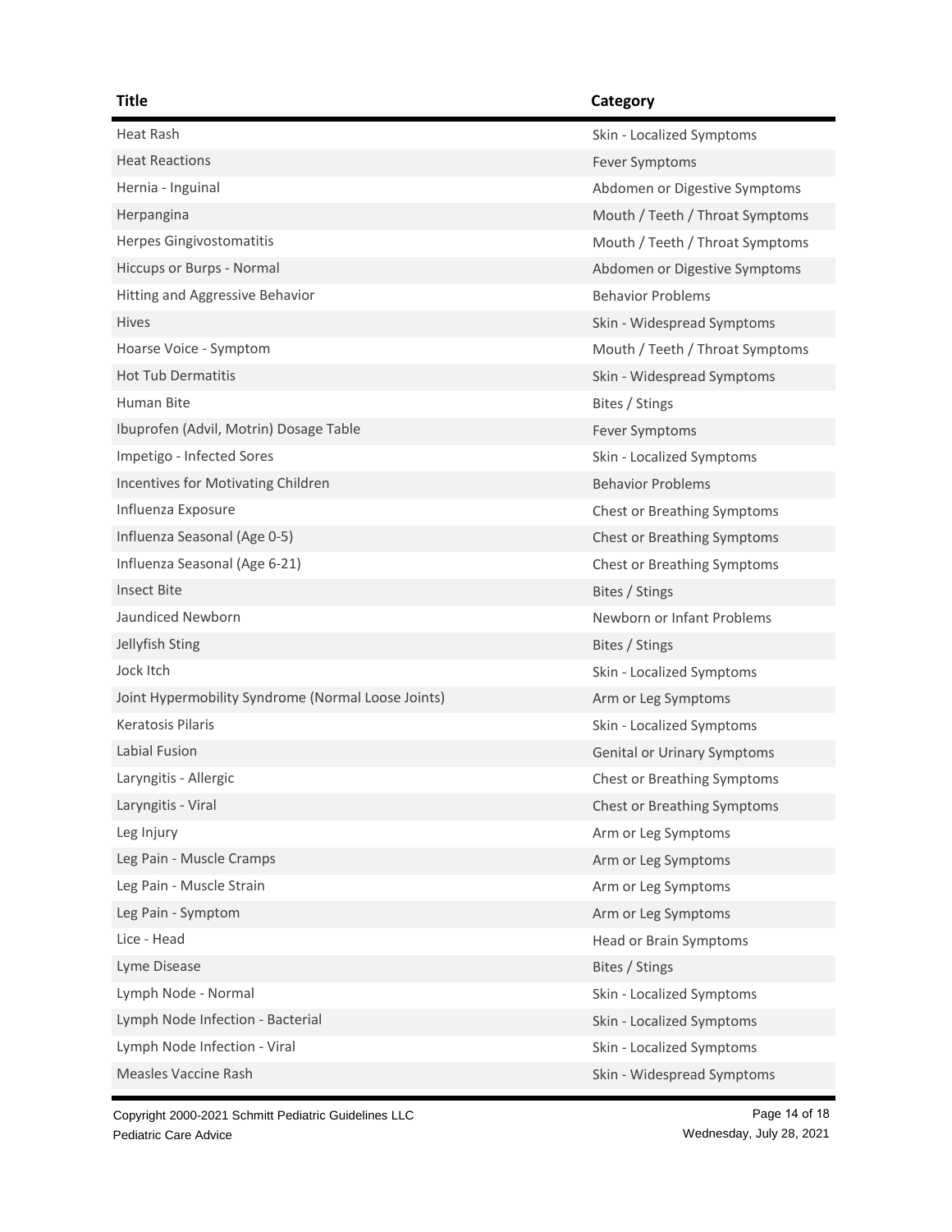| Title | Category |
| --- | --- |
| Heat Rash | Skin - Localized Symptoms |
| Heat Reactions | Fever Symptoms |
| Hernia - Inguinal | Abdomen or Digestive Symptoms |
| Herpangina | Mouth / Teeth / Throat Symptoms |
| Herpes Gingivostomatitis | Mouth / Teeth / Throat Symptoms |
| Hiccups or Burps - Normal | Abdomen or Digestive Symptoms |
| Hitting and Aggressive Behavior | Behavior Problems |
| Hives | Skin - Widespread Symptoms |
| Hoarse Voice - Symptom | Mouth / Teeth / Throat Symptoms |
| Hot Tub Dermatitis | Skin - Widespread Symptoms |
| Human Bite | Bites / Stings |
| Ibuprofen (Advil, Motrin) Dosage Table | Fever Symptoms |
| Impetigo - Infected Sores | Skin - Localized Symptoms |
| Incentives for Motivating Children | Behavior Problems |
| Influenza Exposure | Chest or Breathing Symptoms |
| Influenza Seasonal (Age 0-5) | Chest or Breathing Symptoms |
| Influenza Seasonal (Age 6-21) | Chest or Breathing Symptoms |
| Insect Bite | Bites / Stings |
| Jaundiced Newborn | Newborn or Infant Problems |
| Jellyfish Sting | Bites / Stings |
| Jock Itch | Skin - Localized Symptoms |
| Joint Hypermobility Syndrome (Normal Loose Joints) | Arm or Leg Symptoms |
| Keratosis Pilaris | Skin - Localized Symptoms |
| Labial Fusion | Genital or Urinary Symptoms |
| Laryngitis - Allergic | Chest or Breathing Symptoms |
| Laryngitis - Viral | Chest or Breathing Symptoms |
| Leg Injury | Arm or Leg Symptoms |
| Leg Pain - Muscle Cramps | Arm or Leg Symptoms |
| Leg Pain - Muscle Strain | Arm or Leg Symptoms |
| Leg Pain - Symptom | Arm or Leg Symptoms |
| Lice - Head | Head or Brain Symptoms |
| Lyme Disease | Bites / Stings |
| Lymph Node - Normal | Skin - Localized Symptoms |
| Lymph Node Infection - Bacterial | Skin - Localized Symptoms |
| Lymph Node Infection - Viral | Skin - Localized Symptoms |
| Measles Vaccine Rash | Skin - Widespread Symptoms |

Copyright 2000-2021 Schmitt Pediatric Guidelines LLC
Pediatric Care Advice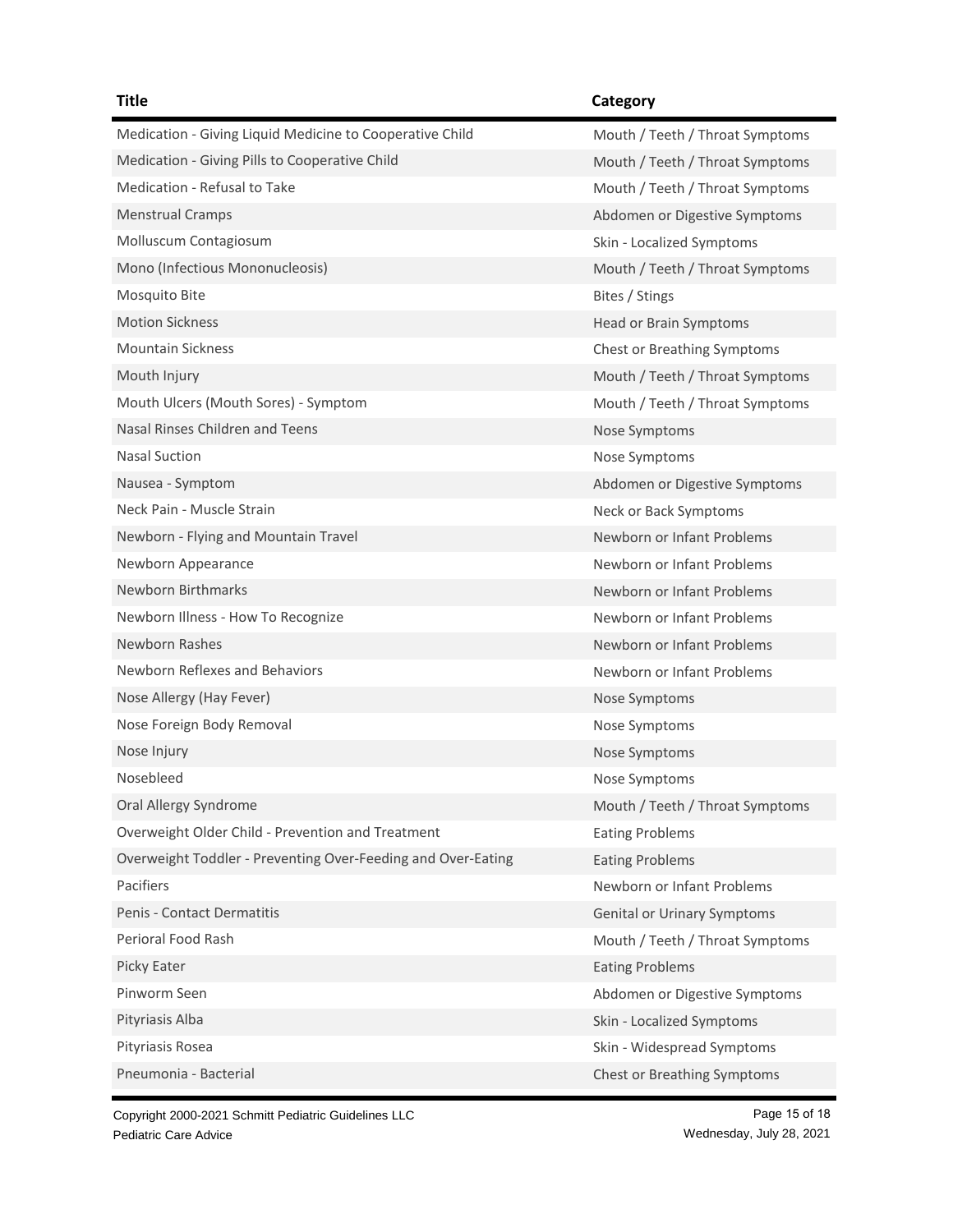| Title | Category |
|---|---|
| Medication - Giving Liquid Medicine to Cooperative Child | Mouth / Teeth / Throat Symptoms |
| Medication - Giving Pills to Cooperative Child | Mouth / Teeth / Throat Symptoms |
| Medication - Refusal to Take | Mouth / Teeth / Throat Symptoms |
| Menstrual Cramps | Abdomen or Digestive Symptoms |
| Molluscum Contagiosum | Skin - Localized Symptoms |
| Mono (Infectious Mononucleosis) | Mouth / Teeth / Throat Symptoms |
| Mosquito Bite | Bites / Stings |
| Motion Sickness | Head or Brain Symptoms |
| Mountain Sickness | Chest or Breathing Symptoms |
| Mouth Injury | Mouth / Teeth / Throat Symptoms |
| Mouth Ulcers (Mouth Sores) - Symptom | Mouth / Teeth / Throat Symptoms |
| Nasal Rinses Children and Teens | Nose Symptoms |
| Nasal Suction | Nose Symptoms |
| Nausea - Symptom | Abdomen or Digestive Symptoms |
| Neck Pain - Muscle Strain | Neck or Back Symptoms |
| Newborn - Flying and Mountain Travel | Newborn or Infant Problems |
| Newborn Appearance | Newborn or Infant Problems |
| Newborn Birthmarks | Newborn or Infant Problems |
| Newborn Illness - How To Recognize | Newborn or Infant Problems |
| Newborn Rashes | Newborn or Infant Problems |
| Newborn Reflexes and Behaviors | Newborn or Infant Problems |
| Nose Allergy (Hay Fever) | Nose Symptoms |
| Nose Foreign Body Removal | Nose Symptoms |
| Nose Injury | Nose Symptoms |
| Nosebleed | Nose Symptoms |
| Oral Allergy Syndrome | Mouth / Teeth / Throat Symptoms |
| Overweight Older Child - Prevention and Treatment | Eating Problems |
| Overweight Toddler - Preventing Over-Feeding and Over-Eating | Eating Problems |
| Pacifiers | Newborn or Infant Problems |
| Penis - Contact Dermatitis | Genital or Urinary Symptoms |
| Perioral Food Rash | Mouth / Teeth / Throat Symptoms |
| Picky Eater | Eating Problems |
| Pinworm Seen | Abdomen or Digestive Symptoms |
| Pityriasis Alba | Skin - Localized Symptoms |
| Pityriasis Rosea | Skin - Widespread Symptoms |
| Pneumonia - Bacterial | Chest or Breathing Symptoms |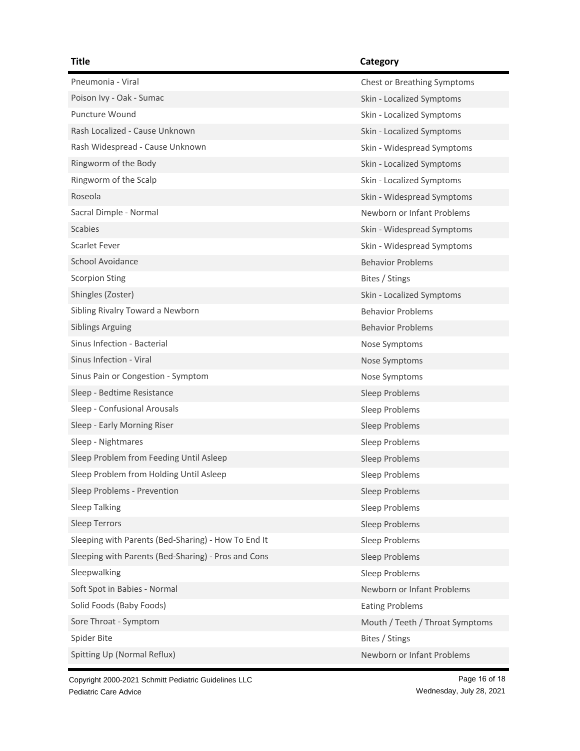| Title | Category |
|---|---|
| Pneumonia - Viral | Chest or Breathing Symptoms |
| Poison Ivy - Oak - Sumac | Skin - Localized Symptoms |
| Puncture Wound | Skin - Localized Symptoms |
| Rash Localized - Cause Unknown | Skin - Localized Symptoms |
| Rash Widespread - Cause Unknown | Skin - Widespread Symptoms |
| Ringworm of the Body | Skin - Localized Symptoms |
| Ringworm of the Scalp | Skin - Localized Symptoms |
| Roseola | Skin - Widespread Symptoms |
| Sacral Dimple - Normal | Newborn or Infant Problems |
| Scabies | Skin - Widespread Symptoms |
| Scarlet Fever | Skin - Widespread Symptoms |
| School Avoidance | Behavior Problems |
| Scorpion Sting | Bites / Stings |
| Shingles (Zoster) | Skin - Localized Symptoms |
| Sibling Rivalry Toward a Newborn | Behavior Problems |
| Siblings Arguing | Behavior Problems |
| Sinus Infection - Bacterial | Nose Symptoms |
| Sinus Infection - Viral | Nose Symptoms |
| Sinus Pain or Congestion - Symptom | Nose Symptoms |
| Sleep - Bedtime Resistance | Sleep Problems |
| Sleep - Confusional Arousals | Sleep Problems |
| Sleep - Early Morning Riser | Sleep Problems |
| Sleep - Nightmares | Sleep Problems |
| Sleep Problem from Feeding Until Asleep | Sleep Problems |
| Sleep Problem from Holding Until Asleep | Sleep Problems |
| Sleep Problems - Prevention | Sleep Problems |
| Sleep Talking | Sleep Problems |
| Sleep Terrors | Sleep Problems |
| Sleeping with Parents (Bed-Sharing) - How To End It | Sleep Problems |
| Sleeping with Parents (Bed-Sharing) - Pros and Cons | Sleep Problems |
| Sleepwalking | Sleep Problems |
| Soft Spot in Babies - Normal | Newborn or Infant Problems |
| Solid Foods (Baby Foods) | Eating Problems |
| Sore Throat - Symptom | Mouth / Teeth / Throat Symptoms |
| Spider Bite | Bites / Stings |
| Spitting Up (Normal Reflux) | Newborn or Infant Problems |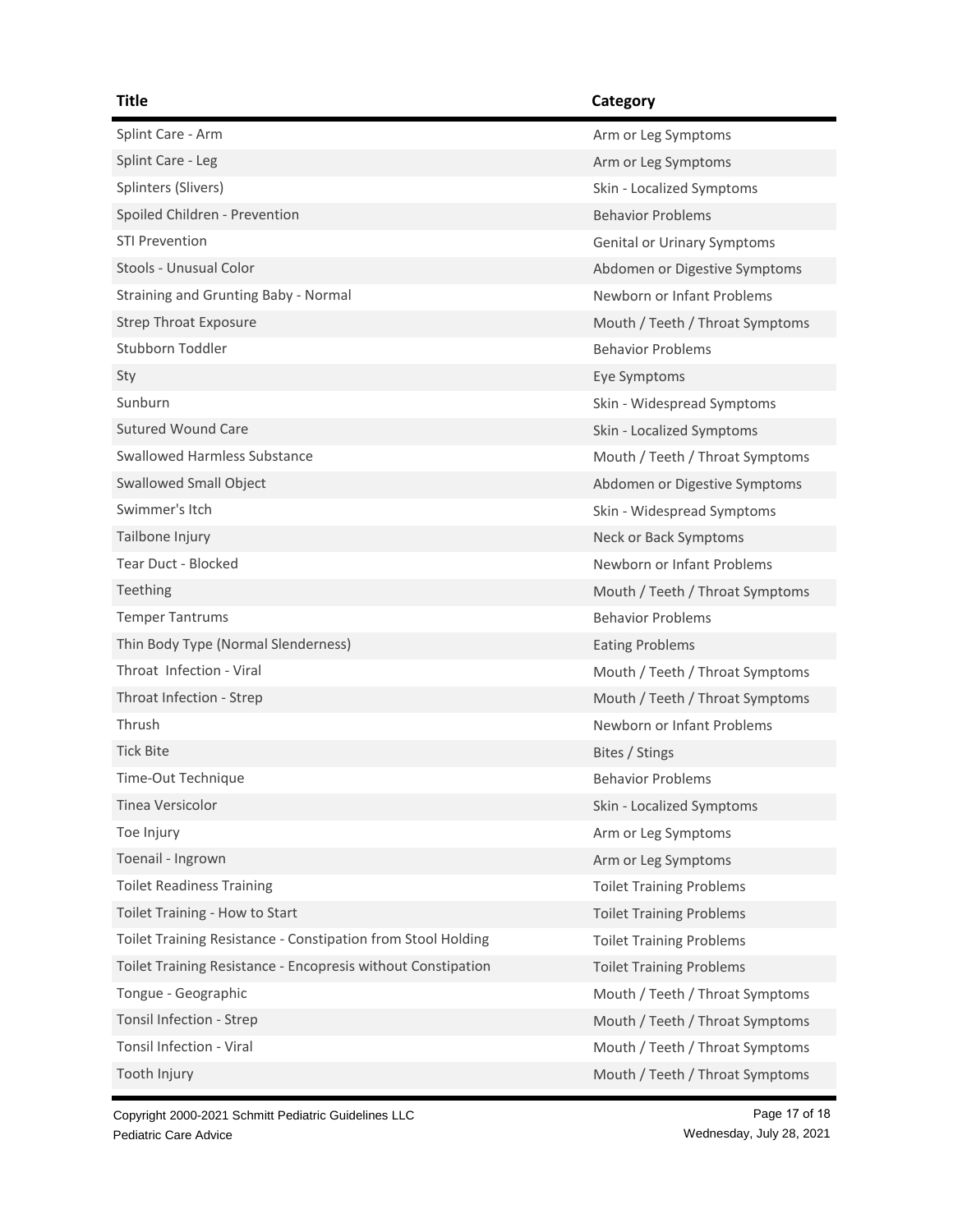| Title | Category |
|---|---|
| Splint Care - Arm | Arm or Leg Symptoms |
| Splint Care - Leg | Arm or Leg Symptoms |
| Splinters (Slivers) | Skin - Localized Symptoms |
| Spoiled Children - Prevention | Behavior Problems |
| STI Prevention | Genital or Urinary Symptoms |
| Stools - Unusual Color | Abdomen or Digestive Symptoms |
| Straining and Grunting Baby - Normal | Newborn or Infant Problems |
| Strep Throat Exposure | Mouth / Teeth / Throat Symptoms |
| Stubborn Toddler | Behavior Problems |
| Sty | Eye Symptoms |
| Sunburn | Skin - Widespread Symptoms |
| Sutured Wound Care | Skin - Localized Symptoms |
| Swallowed Harmless Substance | Mouth / Teeth / Throat Symptoms |
| Swallowed Small Object | Abdomen or Digestive Symptoms |
| Swimmer's Itch | Skin - Widespread Symptoms |
| Tailbone Injury | Neck or Back Symptoms |
| Tear Duct - Blocked | Newborn or Infant Problems |
| Teething | Mouth / Teeth / Throat Symptoms |
| Temper Tantrums | Behavior Problems |
| Thin Body Type (Normal Slenderness) | Eating Problems |
| Throat Infection - Viral | Mouth / Teeth / Throat Symptoms |
| Throat Infection - Strep | Mouth / Teeth / Throat Symptoms |
| Thrush | Newborn or Infant Problems |
| Tick Bite | Bites / Stings |
| Time-Out Technique | Behavior Problems |
| Tinea Versicolor | Skin - Localized Symptoms |
| Toe Injury | Arm or Leg Symptoms |
| Toenail - Ingrown | Arm or Leg Symptoms |
| Toilet Readiness Training | Toilet Training Problems |
| Toilet Training - How to Start | Toilet Training Problems |
| Toilet Training Resistance - Constipation from Stool Holding | Toilet Training Problems |
| Toilet Training Resistance - Encopresis without Constipation | Toilet Training Problems |
| Tongue - Geographic | Mouth / Teeth / Throat Symptoms |
| Tonsil Infection - Strep | Mouth / Teeth / Throat Symptoms |
| Tonsil Infection - Viral | Mouth / Teeth / Throat Symptoms |
| Tooth Injury | Mouth / Teeth / Throat Symptoms |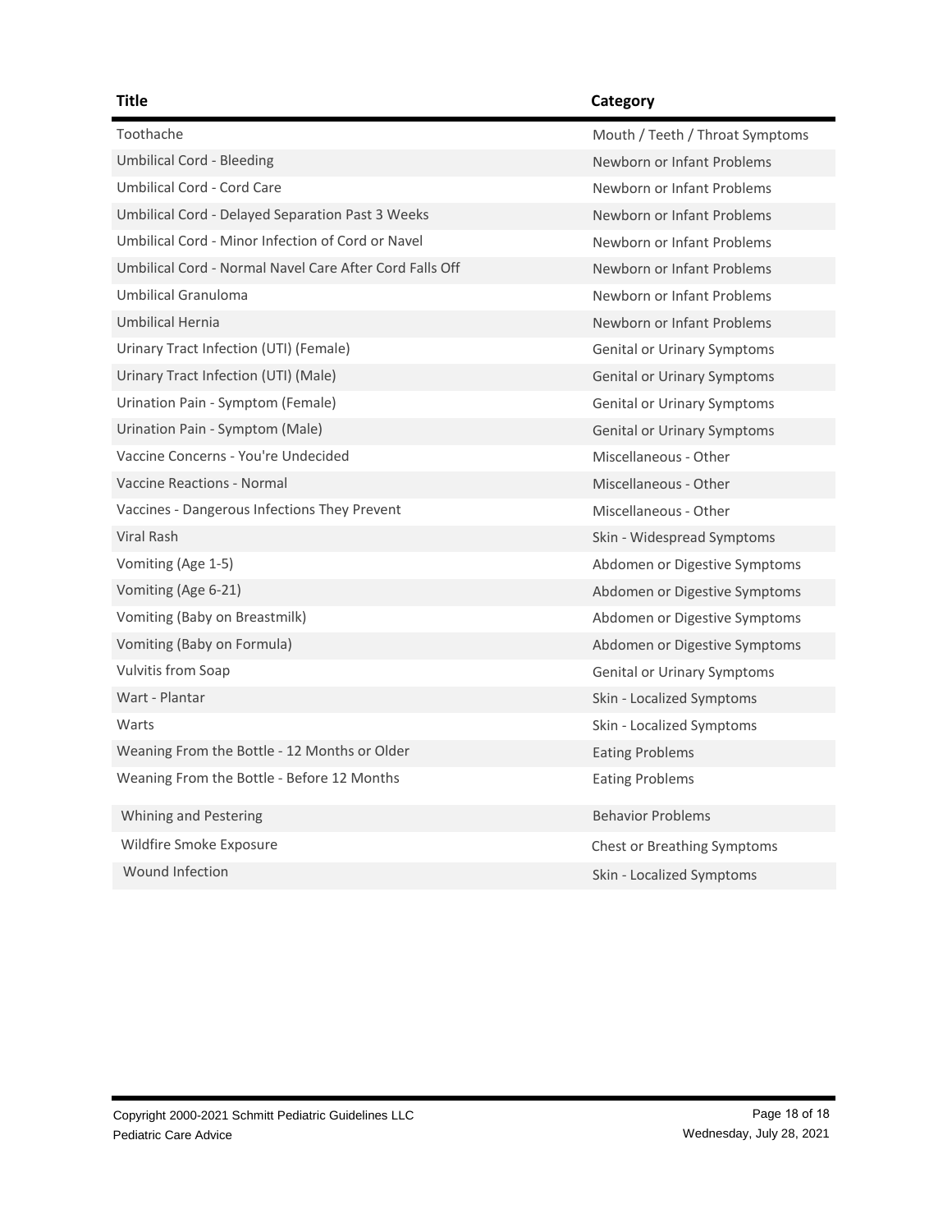| Title | Category |
| --- | --- |
| Toothache | Mouth / Teeth / Throat Symptoms |
| Umbilical Cord - Bleeding | Newborn or Infant Problems |
| Umbilical Cord - Cord Care | Newborn or Infant Problems |
| Umbilical Cord - Delayed Separation Past 3 Weeks | Newborn or Infant Problems |
| Umbilical Cord - Minor Infection of Cord or Navel | Newborn or Infant Problems |
| Umbilical Cord - Normal Navel Care After Cord Falls Off | Newborn or Infant Problems |
| Umbilical Granuloma | Newborn or Infant Problems |
| Umbilical Hernia | Newborn or Infant Problems |
| Urinary Tract Infection (UTI) (Female) | Genital or Urinary Symptoms |
| Urinary Tract Infection (UTI) (Male) | Genital or Urinary Symptoms |
| Urination Pain - Symptom (Female) | Genital or Urinary Symptoms |
| Urination Pain - Symptom (Male) | Genital or Urinary Symptoms |
| Vaccine Concerns - You're Undecided | Miscellaneous - Other |
| Vaccine Reactions - Normal | Miscellaneous - Other |
| Vaccines - Dangerous Infections They Prevent | Miscellaneous - Other |
| Viral Rash | Skin - Widespread Symptoms |
| Vomiting (Age 1-5) | Abdomen or Digestive Symptoms |
| Vomiting (Age 6-21) | Abdomen or Digestive Symptoms |
| Vomiting (Baby on Breastmilk) | Abdomen or Digestive Symptoms |
| Vomiting (Baby on Formula) | Abdomen or Digestive Symptoms |
| Vulvitis from Soap | Genital or Urinary Symptoms |
| Wart - Plantar | Skin - Localized Symptoms |
| Warts | Skin - Localized Symptoms |
| Weaning From the Bottle - 12 Months or Older | Eating Problems |
| Weaning From the Bottle - Before 12 Months | Eating Problems |
| Whining and Pestering | Behavior Problems |
| Wildfire Smoke Exposure | Chest or Breathing Symptoms |
| Wound Infection | Skin - Localized Symptoms |

Copyright 2000-2021 Schmitt Pediatric Guidelines LLC
Pediatric Care Advice

Wednesday, July 28, 2021